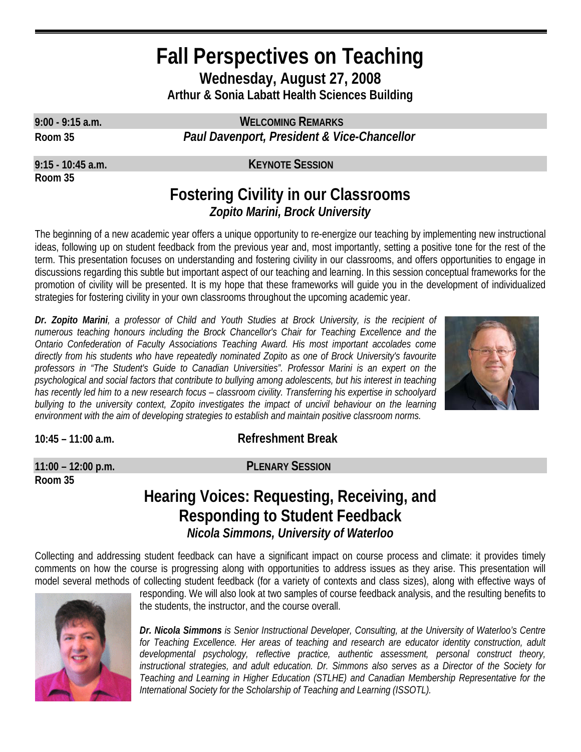# Fall Perspectives on Teaching

## Wednesday, August 27, 2008

### Arthur & Sonia Labatt Health Sciences Building

**9:00 - 9:15 a.m.** — **WELCOMING REMARKS**
**Room 35** — ***Paul Davenport, President & Vice-Chancellor***

**9:15 - 10:45 a.m.** — **KEYNOTE SESSION**
**Room 35**

## Fostering Civility in our Classrooms

***Zopito Marini, Brock University***

The beginning of a new academic year offers a unique opportunity to re-energize our teaching by implementing new instructional ideas, following up on student feedback from the previous year and, most importantly, setting a positive tone for the rest of the term. This presentation focuses on understanding and fostering civility in our classrooms, and offers opportunities to engage in discussions regarding this subtle but important aspect of our teaching and learning. In this session conceptual frameworks for the promotion of civility will be presented. It is my hope that these frameworks will guide you in the development of individualized strategies for fostering civility in your own classrooms throughout the upcoming academic year.

***Dr. Zopito Marini**, a professor of Child and Youth Studies at Brock University, is the recipient of numerous teaching honours including the Brock Chancellor's Chair for Teaching Excellence and the Ontario Confederation of Faculty Associations Teaching Award. His most important accolades come directly from his students who have repeatedly nominated Zopito as one of Brock University's favourite professors in "The Student's Guide to Canadian Universities". Professor Marini is an expert on the psychological and social factors that contribute to bullying among adolescents, but his interest in teaching has recently led him to a new research focus – classroom civility. Transferring his expertise in schoolyard bullying to the university context, Zopito investigates the impact of uncivil behaviour on the learning environment with the aim of developing strategies to establish and maintain positive classroom norms.*

**10:45 – 11:00 a.m.** — **Refreshment Break**

**11:00 – 12:00 p.m.** — **PLENARY SESSION**
**Room 35**

## Hearing Voices: Requesting, Receiving, and Responding to Student Feedback

***Nicola Simmons, University of Waterloo***

Collecting and addressing student feedback can have a significant impact on course process and climate: it provides timely comments on how the course is progressing along with opportunities to address issues as they arise. This presentation will model several methods of collecting student feedback (for a variety of contexts and class sizes), along with effective ways of responding. We will also look at two samples of course feedback analysis, and the resulting benefits to the students, the instructor, and the course overall.

***Dr. Nicola Simmons** is Senior Instructional Developer, Consulting, at the University of Waterloo's Centre for Teaching Excellence. Her areas of teaching and research are educator identity construction, adult developmental psychology, reflective practice, authentic assessment, personal construct theory, instructional strategies, and adult education. Dr. Simmons also serves as a Director of the Society for Teaching and Learning in Higher Education (STLHE) and Canadian Membership Representative for the International Society for the Scholarship of Teaching and Learning (ISSOTL).*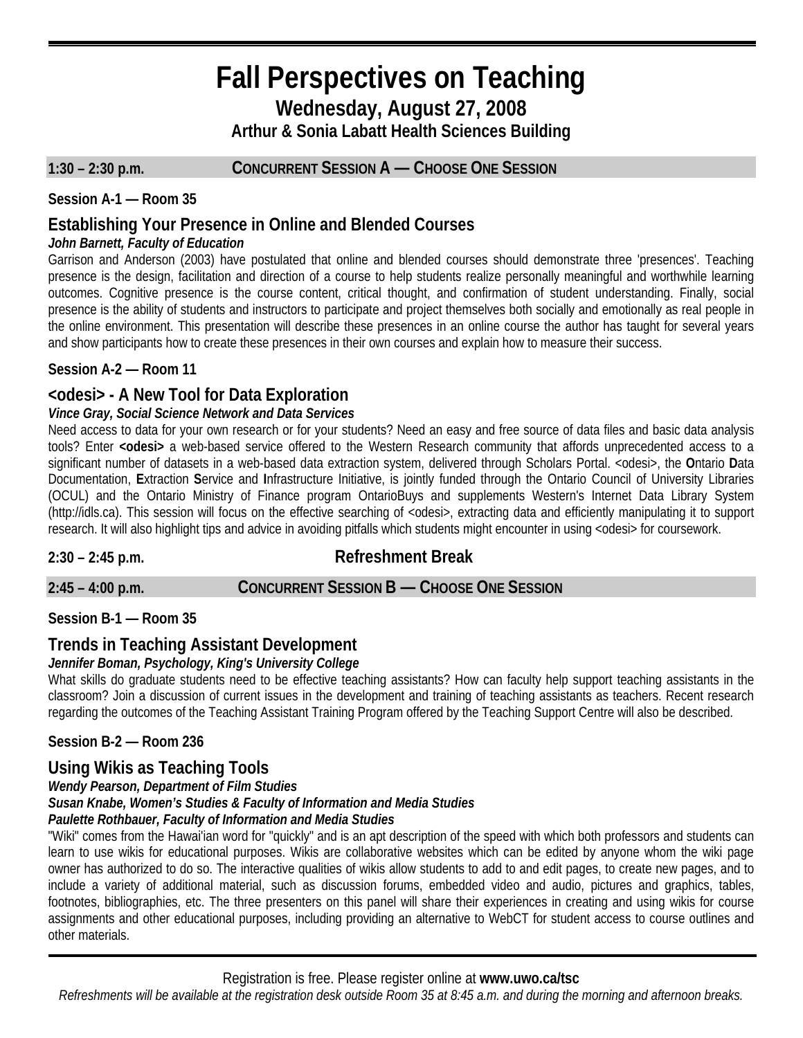# Fall Perspectives on Teaching

## Wednesday, August 27, 2008

### Arthur & Sonia Labatt Health Sciences Building

**1:30 – 2:30 p.m. CONCURRENT SESSION A — CHOOSE ONE SESSION**

**Session A-1 — Room 35**

### Establishing Your Presence in Online and Blended Courses

***John Barnett, Faculty of Education***

Garrison and Anderson (2003) have postulated that online and blended courses should demonstrate three 'presences'. Teaching presence is the design, facilitation and direction of a course to help students realize personally meaningful and worthwhile learning outcomes. Cognitive presence is the course content, critical thought, and confirmation of student understanding. Finally, social presence is the ability of students and instructors to participate and project themselves both socially and emotionally as real people in the online environment. This presentation will describe these presences in an online course the author has taught for several years and show participants how to create these presences in their own courses and explain how to measure their success.

**Session A-2 — Room 11**

### <odesi> - A New Tool for Data Exploration

***Vince Gray, Social Science Network and Data Services***

Need access to data for your own research or for your students? Need an easy and free source of data files and basic data analysis tools? Enter **<odesi>** a web-based service offered to the Western Research community that affords unprecedented access to a significant number of datasets in a web-based data extraction system, delivered through Scholars Portal. <odesi>, the **O**ntario **D**ata Documentation, **E**xtraction **S**ervice and **I**nfrastructure Initiative, is jointly funded through the Ontario Council of University Libraries (OCUL) and the Ontario Ministry of Finance program OntarioBuys and supplements Western's Internet Data Library System (http://idls.ca). This session will focus on the effective searching of <odesi>, extracting data and efficiently manipulating it to support research. It will also highlight tips and advice in avoiding pitfalls which students might encounter in using <odesi> for coursework.

**2:30 – 2:45 p.m. Refreshment Break**

**2:45 – 4:00 p.m. CONCURRENT SESSION B — CHOOSE ONE SESSION**

**Session B-1 — Room 35**

### Trends in Teaching Assistant Development

***Jennifer Boman, Psychology, King's University College***

What skills do graduate students need to be effective teaching assistants? How can faculty help support teaching assistants in the classroom? Join a discussion of current issues in the development and training of teaching assistants as teachers. Recent research regarding the outcomes of the Teaching Assistant Training Program offered by the Teaching Support Centre will also be described.

**Session B-2 — Room 236**

### Using Wikis as Teaching Tools

***Wendy Pearson, Department of Film Studies***
***Susan Knabe, Women's Studies & Faculty of Information and Media Studies***
***Paulette Rothbauer, Faculty of Information and Media Studies***

"Wiki" comes from the Hawai'ian word for "quickly" and is an apt description of the speed with which both professors and students can learn to use wikis for educational purposes. Wikis are collaborative websites which can be edited by anyone whom the wiki page owner has authorized to do so. The interactive qualities of wikis allow students to add to and edit pages, to create new pages, and to include a variety of additional material, such as discussion forums, embedded video and audio, pictures and graphics, tables, footnotes, bibliographies, etc. The three presenters on this panel will share their experiences in creating and using wikis for course assignments and other educational purposes, including providing an alternative to WebCT for student access to course outlines and other materials.

Registration is free. Please register online at **www.uwo.ca/tsc**

*Refreshments will be available at the registration desk outside Room 35 at 8:45 a.m. and during the morning and afternoon breaks.*